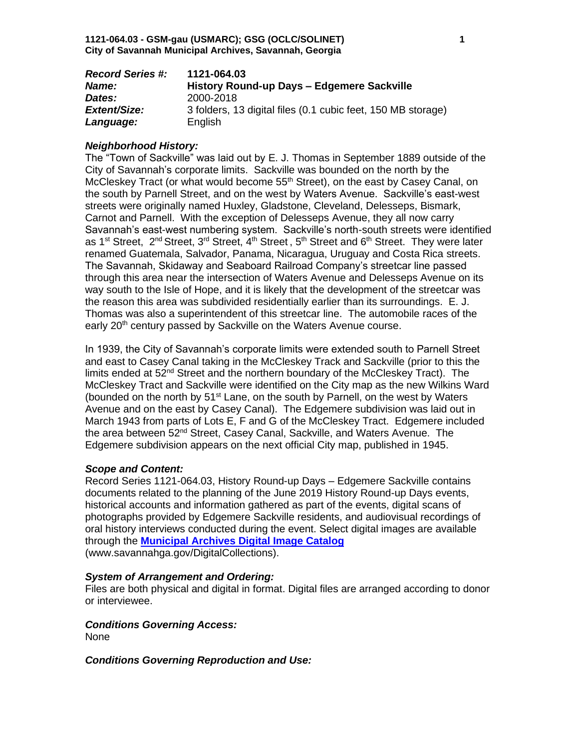**Record Series #:** 1121-064.03
**Name:** **History Round-up Days – Edgemere Sackville**
**Dates:** 2000-2018
**Extent/Size:** 3 folders, 13 digital files (0.1 cubic feet, 150 MB storage)
**Language:** English

### *Neighborhood History:*

The "Town of Sackville" was laid out by E. J. Thomas in September 1889 outside of the City of Savannah's corporate limits. Sackville was bounded on the north by the McCleskey Tract (or what would become 55th Street), on the east by Casey Canal, on the south by Parnell Street, and on the west by Waters Avenue. Sackville's east-west streets were originally named Huxley, Gladstone, Cleveland, Delesseps, Bismark, Carnot and Parnell. With the exception of Delesseps Avenue, they all now carry Savannah's east-west numbering system. Sackville's north-south streets were identified as 1st Street, 2nd Street, 3rd Street, 4th Street, 5th Street and 6th Street. They were later renamed Guatemala, Salvador, Panama, Nicaragua, Uruguay and Costa Rica streets. The Savannah, Skidaway and Seaboard Railroad Company's streetcar line passed through this area near the intersection of Waters Avenue and Delesseps Avenue on its way south to the Isle of Hope, and it is likely that the development of the streetcar was the reason this area was subdivided residentially earlier than its surroundings. E. J. Thomas was also a superintendent of this streetcar line. The automobile races of the early 20th century passed by Sackville on the Waters Avenue course.

In 1939, the City of Savannah's corporate limits were extended south to Parnell Street and east to Casey Canal taking in the McCleskey Track and Sackville (prior to this the limits ended at 52nd Street and the northern boundary of the McCleskey Tract). The McCleskey Tract and Sackville were identified on the City map as the new Wilkins Ward (bounded on the north by 51st Lane, on the south by Parnell, on the west by Waters Avenue and on the east by Casey Canal). The Edgemere subdivision was laid out in March 1943 from parts of Lots E, F and G of the McCleskey Tract. Edgemere included the area between 52nd Street, Casey Canal, Sackville, and Waters Avenue. The Edgemere subdivision appears on the next official City map, published in 1945.

### *Scope and Content:*

Record Series 1121-064.03, History Round-up Days – Edgemere Sackville contains documents related to the planning of the June 2019 History Round-up Days events, historical accounts and information gathered as part of the events, digital scans of photographs provided by Edgemere Sackville residents, and audiovisual recordings of oral history interviews conducted during the event. Select digital images are available through the **Municipal Archives Digital Image Catalog** (www.savannahga.gov/DigitalCollections).

### *System of Arrangement and Ordering:*

Files are both physical and digital in format. Digital files are arranged according to donor or interviewee.

### *Conditions Governing Access:*

None

### *Conditions Governing Reproduction and Use:*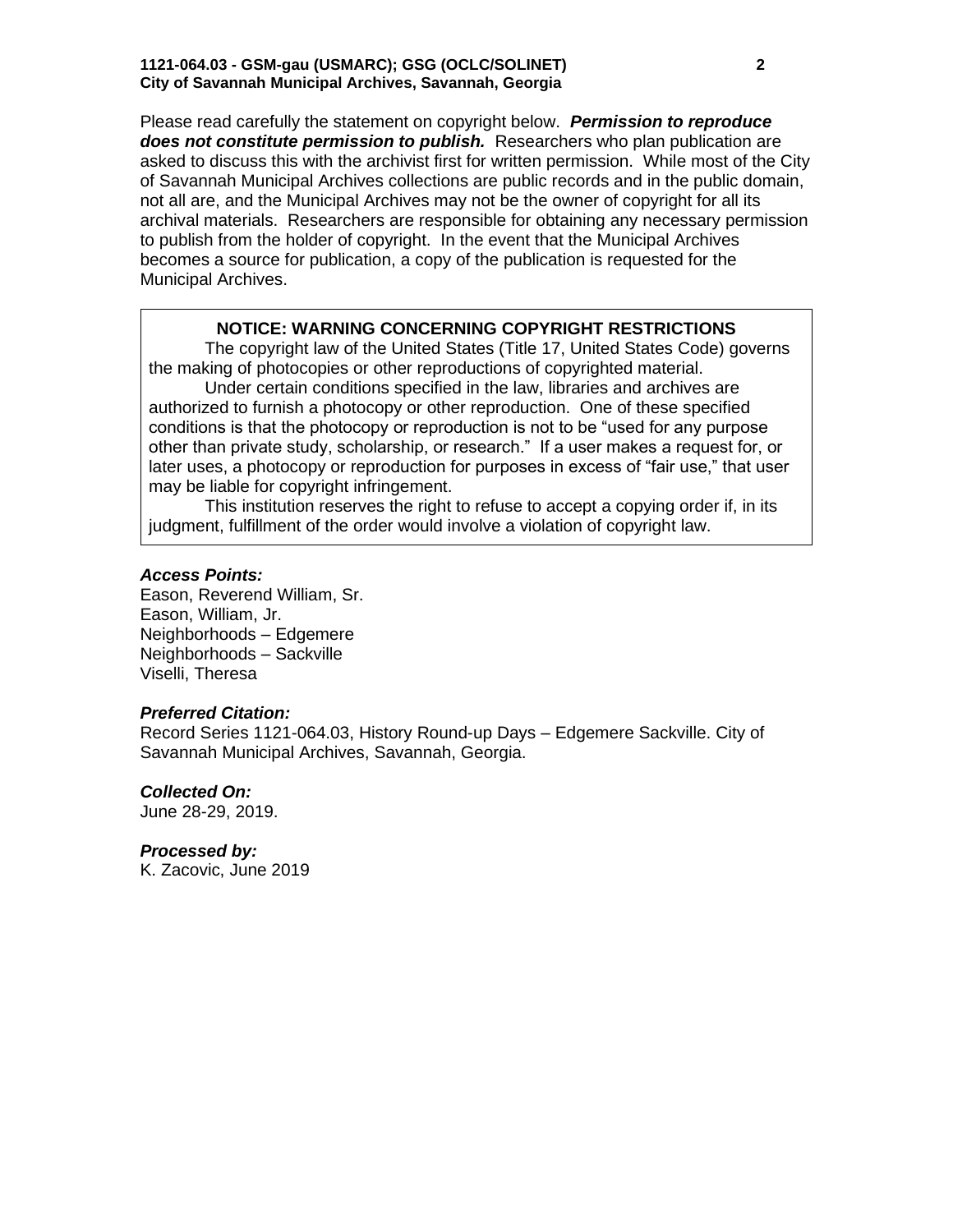Please read carefully the statement on copyright below. ***Permission to reproduce does not constitute permission to publish.*** Researchers who plan publication are asked to discuss this with the archivist first for written permission. While most of the City of Savannah Municipal Archives collections are public records and in the public domain, not all are, and the Municipal Archives may not be the owner of copyright for all its archival materials. Researchers are responsible for obtaining any necessary permission to publish from the holder of copyright. In the event that the Municipal Archives becomes a source for publication, a copy of the publication is requested for the Municipal Archives.

**NOTICE: WARNING CONCERNING COPYRIGHT RESTRICTIONS**

The copyright law of the United States (Title 17, United States Code) governs the making of photocopies or other reproductions of copyrighted material.

Under certain conditions specified in the law, libraries and archives are authorized to furnish a photocopy or other reproduction. One of these specified conditions is that the photocopy or reproduction is not to be "used for any purpose other than private study, scholarship, or research." If a user makes a request for, or later uses, a photocopy or reproduction for purposes in excess of "fair use," that user may be liable for copyright infringement.

This institution reserves the right to refuse to accept a copying order if, in its judgment, fulfillment of the order would involve a violation of copyright law.

***Access Points:***

Eason, Reverend William, Sr.
Eason, William, Jr.
Neighborhoods – Edgemere
Neighborhoods – Sackville
Viselli, Theresa

***Preferred Citation:***

Record Series 1121-064.03, History Round-up Days – Edgemere Sackville. City of Savannah Municipal Archives, Savannah, Georgia.

***Collected On:***

June 28-29, 2019.

***Processed by:***

K. Zacovic, June 2019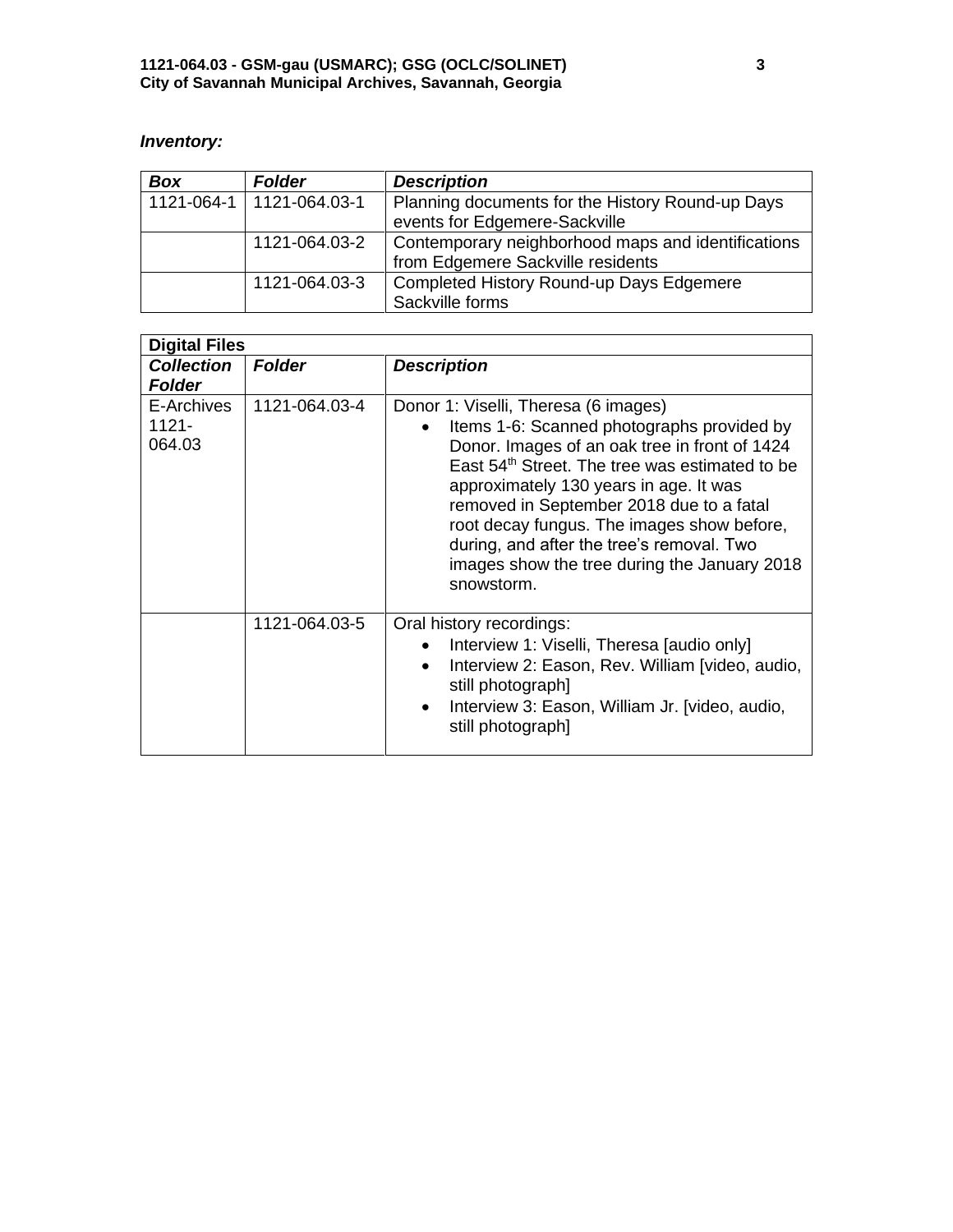*Inventory:*

| ***Box*** | ***Folder*** | ***Description*** |
| --- | --- | --- |
| 1121-064-1 | 1121-064.03-1 | Planning documents for the History Round-up Days events for Edgemere-Sackville |
| | 1121-064.03-2 | Contemporary neighborhood maps and identifications from Edgemere Sackville residents |
| | 1121-064.03-3 | Completed History Round-up Days Edgemere Sackville forms |

| **Digital Files** | | |
| --- | --- | --- |
| ***Collection Folder*** | ***Folder*** | ***Description*** |
| E-Archives 1121-064.03 | 1121-064.03-4 | Donor 1: Viselli, Theresa (6 images)<br>• Items 1-6: Scanned photographs provided by Donor. Images of an oak tree in front of 1424 East 54th Street. The tree was estimated to be approximately 130 years in age. It was removed in September 2018 due to a fatal root decay fungus. The images show before, during, and after the tree's removal. Two images show the tree during the January 2018 snowstorm. |
| | 1121-064.03-5 | Oral history recordings:<br>• Interview 1: Viselli, Theresa [audio only]<br>• Interview 2: Eason, Rev. William [video, audio, still photograph]<br>• Interview 3: Eason, William Jr. [video, audio, still photograph] |